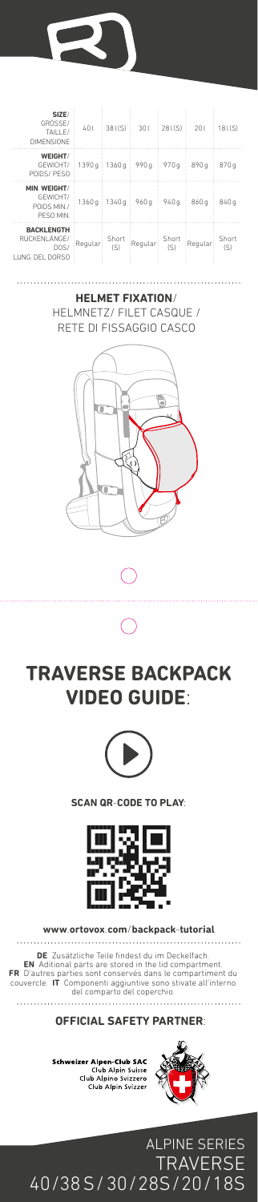| SIZE/ GRÖSSE/ TAILLE/ DIMENSIONE | 40 l | 38 l (S) | 30 l | 28 l (S) | 20 l | 18 l (S) |
|---|---|---|---|---|---|---|
| WEIGHT/ GEWICHT/ POIDS/ PESO | 1390 g | 1360 g | 990 g | 970 g | 890 g | 870 g |
| MIN. WEIGHT/ GEWICHT/ POIDS MIN./ PESO MIN. | 1360 g | 1340 g | 960 g | 940 g | 860 g | 840 g |
| BACKLENGTH RÜCKENLÄNGE/ DOS/ LUNG. DEL DORSO | Regular | Short (S) | Regular | Short (S) | Regular | Short (S) |

**HELMET FIXATION**/
HELMNETZ/ FILET CASQUE /
RETE DI FISSAGGIO CASCO

# TRAVERSE BACKPACK VIDEO GUIDE:

**SCAN QR-CODE TO PLAY**:

**www.ortovox.com/backpack-tutorial**

**DE** Zusätzliche Teile findest du im Deckelfach.
**EN** Aditional parts are stored in the lid compartment.
**FR** D'autres parties sont conservés dans le compartiment du couvercle. **IT** Componenti aggiuntive sono stivate all'interno del comparto del coperchio.

**OFFICIAL SAFETY PARTNER**:

Schweizer Alpen-Club SAC
Club Alpin Suisse
Club Alpino Svizzero
Club Alpin Svizzer

ALPINE SERIES
TRAVERSE
40/38 S/ 30/28S/ 20/18S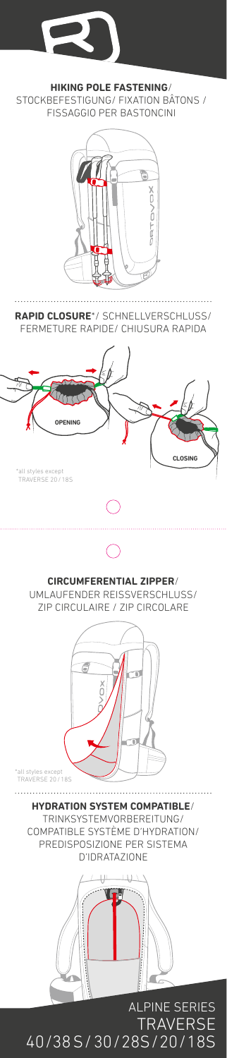**HIKING POLE FASTENING**/ STOCKBEFESTIGUNG/ FIXATION BÂTONS / FISSAGGIO PER BASTONCINI

**RAPID CLOSURE***/ SCHNELLVERSCHLUSS/ FERMETURE RAPIDE/ CHIUSURA RAPIDA

OPENING

CLOSING

*all styles except TRAVERSE 20/18S

**CIRCUMFERENTIAL ZIPPER**/ UMLAUFENDER REISSVERSCHLUSS/ ZIP CIRCULAIRE / ZIP CIRCOLARE

*all styles except TRAVERSE 20/18S

**HYDRATION SYSTEM COMPATIBLE**/ TRINKSYSTEMVORBEREITUNG/ COMPATIBLE SYSTÈME D'HYDRATION/ PREDISPOSIZIONE PER SISTEMA D'IDRATAZIONE

ALPINE SERIES
TRAVERSE
40/38S/30/28S/20/18S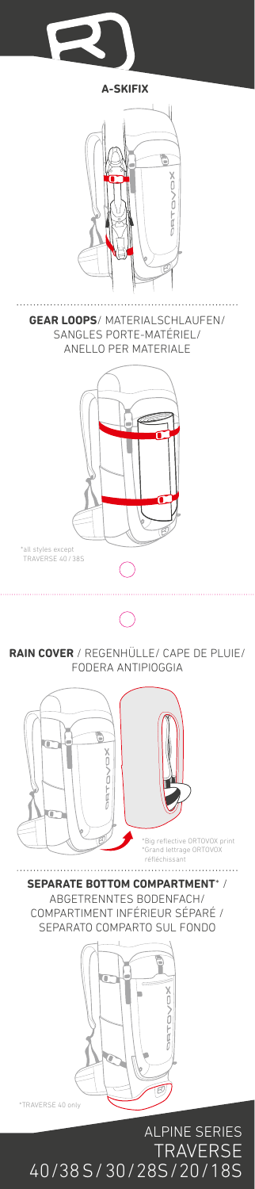## A-SKIFIX

## GEAR LOOPS/ MATERIALSCHLAUFEN/ SANGLES PORTE-MATÉRIEL/ ANELLO PER MATERIALE

*all styles except TRAVERSE 40 / 38S

## RAIN COVER / REGENHÜLLE/ CAPE DE PLUIE/ FODERA ANTIPIOGGIA

*Big reflective ORTOVOX print
*Grand lettrage ORTOVOX réfléchissant

## SEPARATE BOTTOM COMPARTMENT* / ABGETRENNTES BODENFACH/ COMPARTIMENT INFÉRIEUR SÉPARÉ / SEPARATO COMPARTO SUL FONDO

*TRAVERSE 40 only

ALPINE SERIES
TRAVERSE
40/38 S/ 30/28S/ 20/18S